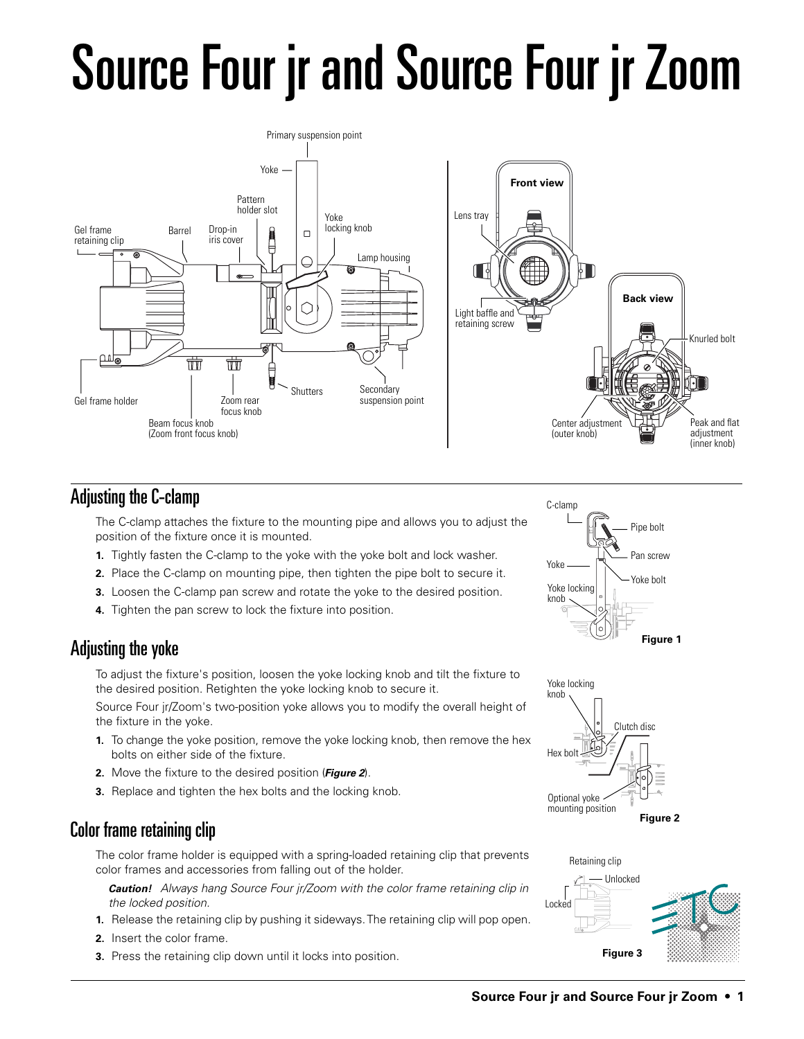# Source Four jr and Source Four jr Zoom

## Adjusting the C-clamp

The C-clamp attaches the fixture to the mounting pipe and allows you to adjust the position of the fixture once it is mounted.

1. Tightly fasten the C-clamp to the yoke with the yoke bolt and lock washer.
2. Place the C-clamp on mounting pipe, then tighten the pipe bolt to secure it.
3. Loosen the C-clamp pan screw and rotate the yoke to the desired position.
4. Tighten the pan screw to lock the fixture into position.

**Figure 1**

## Adjusting the yoke

To adjust the fixture's position, loosen the yoke locking knob and tilt the fixture to the desired position. Retighten the yoke locking knob to secure it.

Source Four jr/Zoom's two-position yoke allows you to modify the overall height of the fixture in the yoke.

1. To change the yoke position, remove the yoke locking knob, then remove the hex bolts on either side of the fixture.
2. Move the fixture to the desired position (***Figure 2***).
3. Replace and tighten the hex bolts and the locking knob.

**Figure 2**

## Color frame retaining clip

The color frame holder is equipped with a spring-loaded retaining clip that prevents color frames and accessories from falling out of the holder.

***Caution!*** *Always hang Source Four jr/Zoom with the color frame retaining clip in the locked position.*

1. Release the retaining clip by pushing it sideways. The retaining clip will pop open.
2. Insert the color frame.
3. Press the retaining clip down until it locks into position.

**Figure 3**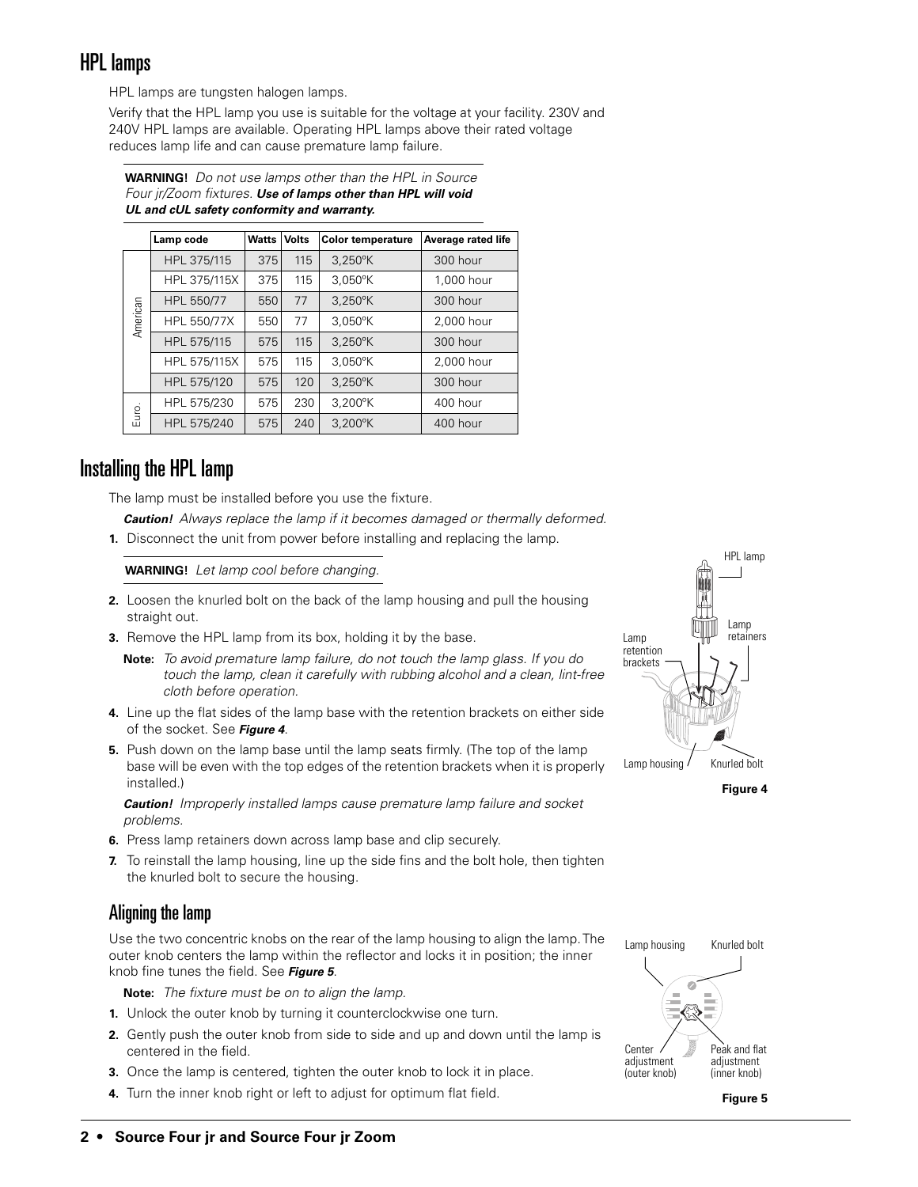# HPL lamps

HPL lamps are tungsten halogen lamps.

Verify that the HPL lamp you use is suitable for the voltage at your facility. 230V and 240V HPL lamps are available. Operating HPL lamps above their rated voltage reduces lamp life and can cause premature lamp failure.

**WARNING!** *Do not use lamps other than the HPL in Source Four jr/Zoom fixtures.* ***Use of lamps other than HPL will void UL and cUL safety conformity and warranty.***

| | Lamp code | Watts | Volts | Color temperature | Average rated life |
|---|---|---|---|---|---|
| American | HPL 375/115 | 375 | 115 | 3,250°K | 300 hour |
| | HPL 375/115X | 375 | 115 | 3,050°K | 1,000 hour |
| | HPL 550/77 | 550 | 77 | 3,250°K | 300 hour |
| | HPL 550/77X | 550 | 77 | 3,050°K | 2,000 hour |
| | HPL 575/115 | 575 | 115 | 3,250°K | 300 hour |
| | HPL 575/115X | 575 | 115 | 3,050°K | 2,000 hour |
| | HPL 575/120 | 575 | 120 | 3,250°K | 300 hour |
| Euro. | HPL 575/230 | 575 | 230 | 3,200°K | 400 hour |
| | HPL 575/240 | 575 | 240 | 3,200°K | 400 hour |

# Installing the HPL lamp

The lamp must be installed before you use the fixture.

***Caution!*** *Always replace the lamp if it becomes damaged or thermally deformed.*

1. Disconnect the unit from power before installing and replacing the lamp.

**WARNING!** *Let lamp cool before changing.*

2. Loosen the knurled bolt on the back of the lamp housing and pull the housing straight out.
3. Remove the HPL lamp from its box, holding it by the base.

   **Note:** *To avoid premature lamp failure, do not touch the lamp glass. If you do touch the lamp, clean it carefully with rubbing alcohol and a clean, lint-free cloth before operation.*

4. Line up the flat sides of the lamp base with the retention brackets on either side of the socket. See ***Figure 4***.
5. Push down on the lamp base until the lamp seats firmly. (The top of the lamp base will be even with the top edges of the retention brackets when it is properly installed.)

   ***Caution!*** *Improperly installed lamps cause premature lamp failure and socket problems.*

6. Press lamp retainers down across lamp base and clip securely.
7. To reinstall the lamp housing, line up the side fins and the bolt hole, then tighten the knurled bolt to secure the housing.

HPL lamp, Lamp retainers, Lamp retention brackets, Lamp housing, Knurled bolt

**Figure 4**

## Aligning the lamp

Use the two concentric knobs on the rear of the lamp housing to align the lamp. The outer knob centers the lamp within the reflector and locks it in position; the inner knob fine tunes the field. See ***Figure 5***.

**Note:** *The fixture must be on to align the lamp.*

1. Unlock the outer knob by turning it counterclockwise one turn.
2. Gently push the outer knob from side to side and up and down until the lamp is centered in the field.
3. Once the lamp is centered, tighten the outer knob to lock it in place.
4. Turn the inner knob right or left to adjust for optimum flat field.

Lamp housing, Knurled bolt, Center adjustment (outer knob), Peak and flat adjustment (inner knob)

**Figure 5**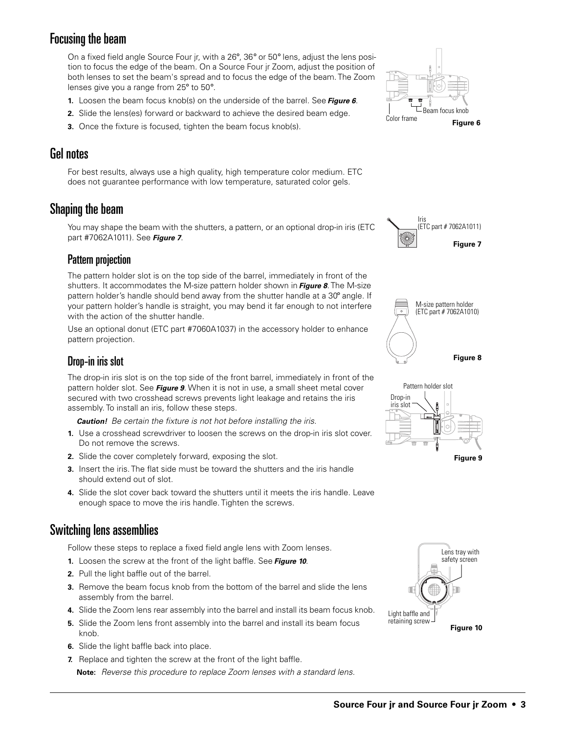## Focusing the beam

On a fixed field angle Source Four jr, with a 26°, 36° or 50° lens, adjust the lens position to focus the edge of the beam. On a Source Four jr Zoom, adjust the position of both lenses to set the beam's spread and to focus the edge of the beam. The Zoom lenses give you a range from 25° to 50°.

1. Loosen the beam focus knob(s) on the underside of the barrel. See ***Figure 6***.
2. Slide the lens(es) forward or backward to achieve the desired beam edge.
3. Once the fixture is focused, tighten the beam focus knob(s).

Beam focus knob

Color frame

**Figure 6**

## Gel notes

For best results, always use a high quality, high temperature color medium. ETC does not guarantee performance with low temperature, saturated color gels.

## Shaping the beam

You may shape the beam with the shutters, a pattern, or an optional drop-in iris (ETC part #7062A1011). See ***Figure 7***.

Iris (ETC part # 7062A1011)

**Figure 7**

### Pattern projection

The pattern holder slot is on the top side of the barrel, immediately in front of the shutters. It accommodates the M-size pattern holder shown in ***Figure 8***. The M-size pattern holder's handle should bend away from the shutter handle at a 30º angle. If your pattern holder's handle is straight, you may bend it far enough to not interfere with the action of the shutter handle.

Use an optional donut (ETC part #7060A1037) in the accessory holder to enhance pattern projection.

M-size pattern holder (ETC part # 7062A1010)

**Figure 8**

### Drop-in iris slot

The drop-in iris slot is on the top side of the front barrel, immediately in front of the pattern holder slot. See ***Figure 9***. When it is not in use, a small sheet metal cover secured with two crosshead screws prevents light leakage and retains the iris assembly. To install an iris, follow these steps.

***Caution!*** *Be certain the fixture is not hot before installing the iris.*

1. Use a crosshead screwdriver to loosen the screws on the drop-in iris slot cover. Do not remove the screws.
2. Slide the cover completely forward, exposing the slot.
3. Insert the iris. The flat side must be toward the shutters and the iris handle should extend out of slot.
4. Slide the slot cover back toward the shutters until it meets the iris handle. Leave enough space to move the iris handle. Tighten the screws.

Pattern holder slot

Drop-in iris slot

**Figure 9**

## Switching lens assemblies

Follow these steps to replace a fixed field angle lens with Zoom lenses.

1. Loosen the screw at the front of the light baffle. See ***Figure 10***.
2. Pull the light baffle out of the barrel.
3. Remove the beam focus knob from the bottom of the barrel and slide the lens assembly from the barrel.
4. Slide the Zoom lens rear assembly into the barrel and install its beam focus knob.
5. Slide the Zoom lens front assembly into the barrel and install its beam focus knob.
6. Slide the light baffle back into place.
7. Replace and tighten the screw at the front of the light baffle.

**Note:** *Reverse this procedure to replace Zoom lenses with a standard lens.*

Lens tray with safety screen

Light baffle and retaining screw

**Figure 10**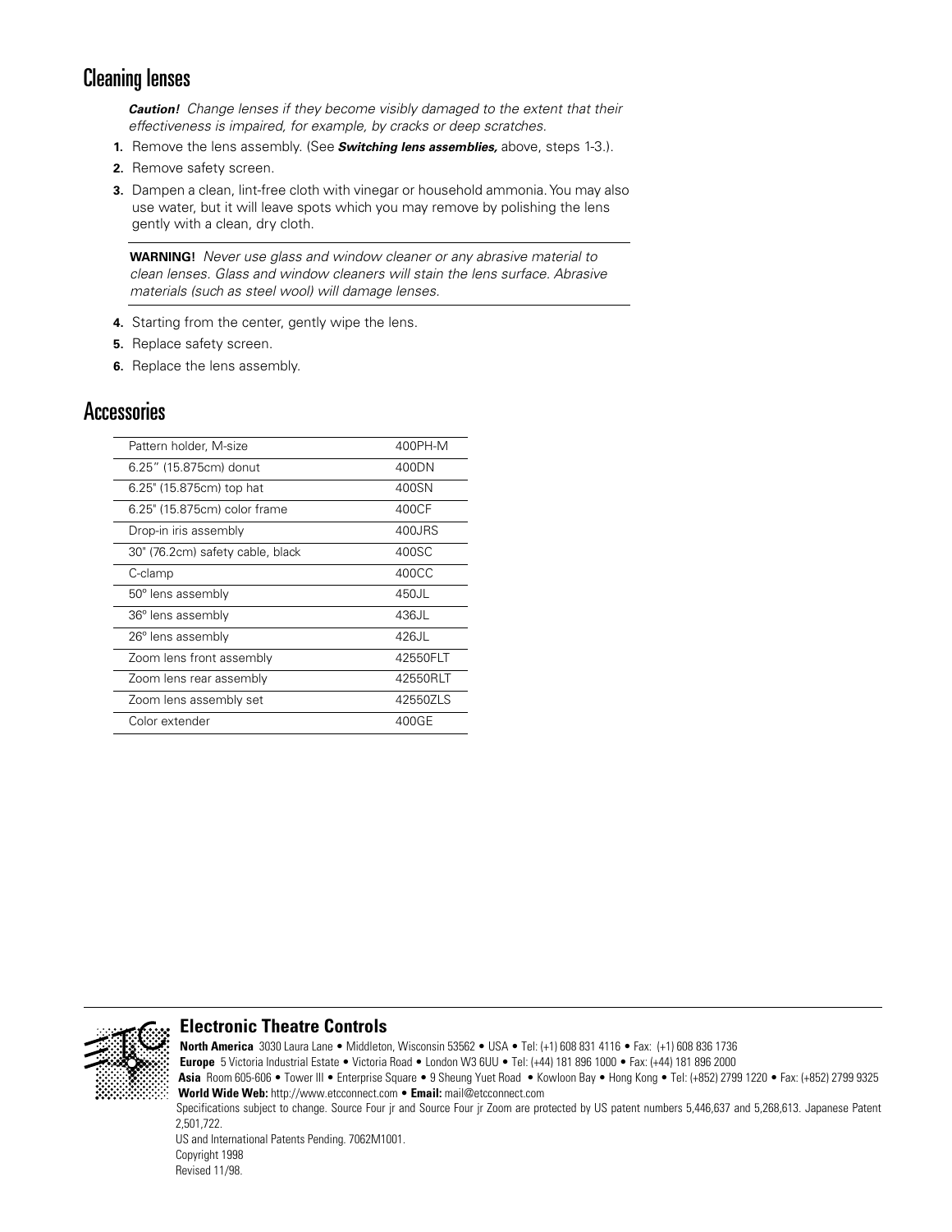## Cleaning lenses

***Caution!*** *Change lenses if they become visibly damaged to the extent that their effectiveness is impaired, for example, by cracks or deep scratches.*

1. Remove the lens assembly. (See ***Switching lens assemblies,*** above, steps 1-3.).
2. Remove safety screen.
3. Dampen a clean, lint-free cloth with vinegar or household ammonia. You may also use water, but it will leave spots which you may remove by polishing the lens gently with a clean, dry cloth.

**WARNING!** *Never use glass and window cleaner or any abrasive material to clean lenses. Glass and window cleaners will stain the lens surface. Abrasive materials (such as steel wool) will damage lenses.*

4. Starting from the center, gently wipe the lens.
5. Replace safety screen.
6. Replace the lens assembly.

## Accessories

| | |
|---|---|
| Pattern holder, M-size | 400PH-M |
| 6.25” (15.875cm) donut | 400DN |
| 6.25" (15.875cm) top hat | 400SN |
| 6.25" (15.875cm) color frame | 400CF |
| Drop-in iris assembly | 400JRS |
| 30" (76.2cm) safety cable, black | 400SC |
| C-clamp | 400CC |
| 50° lens assembly | 450JL |
| 36° lens assembly | 436JL |
| 26° lens assembly | 426JL |
| Zoom lens front assembly | 42550FLT |
| Zoom lens rear assembly | 42550RLT |
| Zoom lens assembly set | 42550ZLS |
| Color extender | 400GE |

**Electronic Theatre Controls**

**North America** 3030 Laura Lane • Middleton, Wisconsin 53562 • USA • Tel: (+1) 608 831 4116 • Fax: (+1) 608 836 1736
**Europe** 5 Victoria Industrial Estate • Victoria Road • London W3 6UU • Tel: (+44) 181 896 1000 • Fax: (+44) 181 896 2000
**Asia** Room 605-606 • Tower III • Enterprise Square • 9 Sheung Yuet Road • Kowloon Bay • Hong Kong • Tel: (+852) 2799 1220 • Fax: (+852) 2799 9325
**World Wide Web:** http://www.etcconnect.com • **Email:** mail@etcconnect.com

Specifications subject to change. Source Four jr and Source Four jr Zoom are protected by US patent numbers 5,446,637 and 5,268,613. Japanese Patent 2,501,722.
US and International Patents Pending. 7062M1001.
Copyright 1998
Revised 11/98.